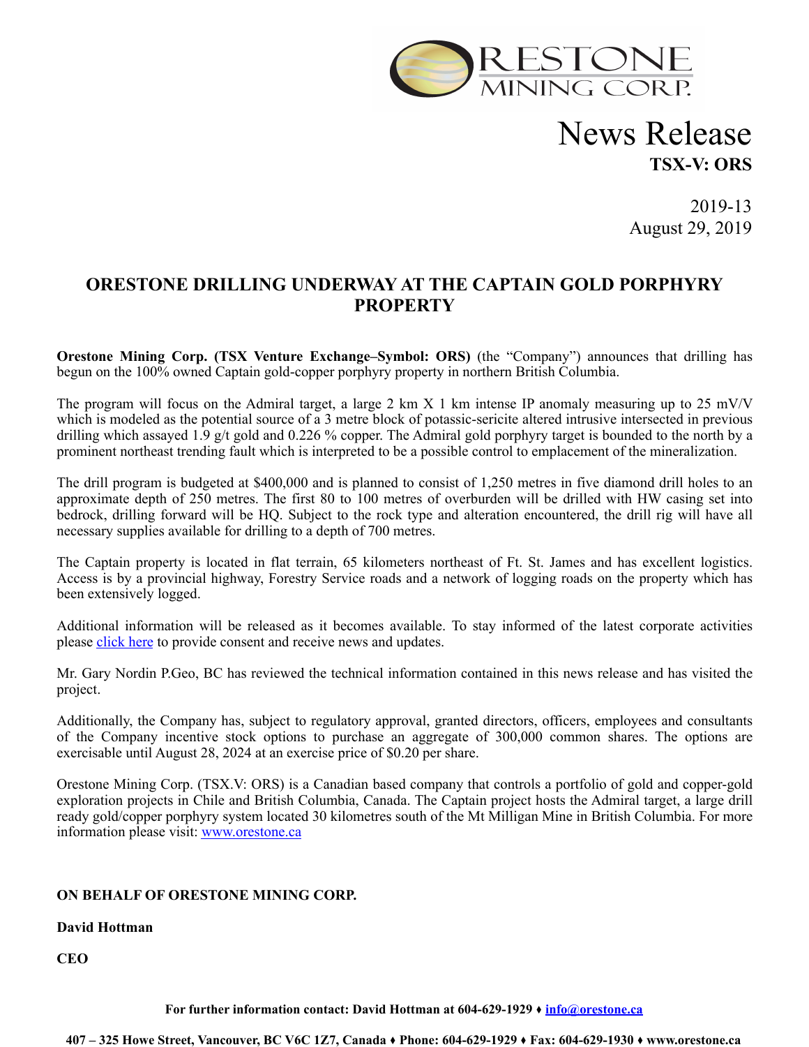# News Release

**TSX-V: ORS**

2019-13
August 29, 2019

## ORESTONE DRILLING UNDERWAY AT THE CAPTAIN GOLD PORPHYRY PROPERTY

**Orestone Mining Corp. (TSX Venture Exchange–Symbol: ORS)** (the "Company") announces that drilling has begun on the 100% owned Captain gold-copper porphyry property in northern British Columbia.

The program will focus on the Admiral target, a large 2 km X 1 km intense IP anomaly measuring up to 25 mV/V which is modeled as the potential source of a 3 metre block of potassic-sericite altered intrusive intersected in previous drilling which assayed 1.9 g/t gold and 0.226 % copper. The Admiral gold porphyry target is bounded to the north by a prominent northeast trending fault which is interpreted to be a possible control to emplacement of the mineralization.

The drill program is budgeted at $400,000 and is planned to consist of 1,250 metres in five diamond drill holes to an approximate depth of 250 metres. The first 80 to 100 metres of overburden will be drilled with HW casing set into bedrock, drilling forward will be HQ. Subject to the rock type and alteration encountered, the drill rig will have all necessary supplies available for drilling to a depth of 700 metres.

The Captain property is located in flat terrain, 65 kilometers northeast of Ft. St. James and has excellent logistics. Access is by a provincial highway, Forestry Service roads and a network of logging roads on the property which has been extensively logged.

Additional information will be released as it becomes available. To stay informed of the latest corporate activities please [click here] to provide consent and receive news and updates.

Mr. Gary Nordin P.Geo, BC has reviewed the technical information contained in this news release and has visited the project.

Additionally, the Company has, subject to regulatory approval, granted directors, officers, employees and consultants of the Company incentive stock options to purchase an aggregate of 300,000 common shares. The options are exercisable until August 28, 2024 at an exercise price of $0.20 per share.

Orestone Mining Corp. (TSX.V: ORS) is a Canadian based company that controls a portfolio of gold and copper-gold exploration projects in Chile and British Columbia, Canada. The Captain project hosts the Admiral target, a large drill ready gold/copper porphyry system located 30 kilometres south of the Mt Milligan Mine in British Columbia. For more information please visit: www.orestone.ca

**ON BEHALF OF ORESTONE MINING CORP.**

**David Hottman**

**CEO**

**For further information contact: David Hottman at 604-629-1929 ♦ info@orestone.ca**

**407 – 325 Howe Street, Vancouver, BC V6C 1Z7, Canada ♦ Phone: 604-629-1929 ♦ Fax: 604-629-1930 ♦ www.orestone.ca**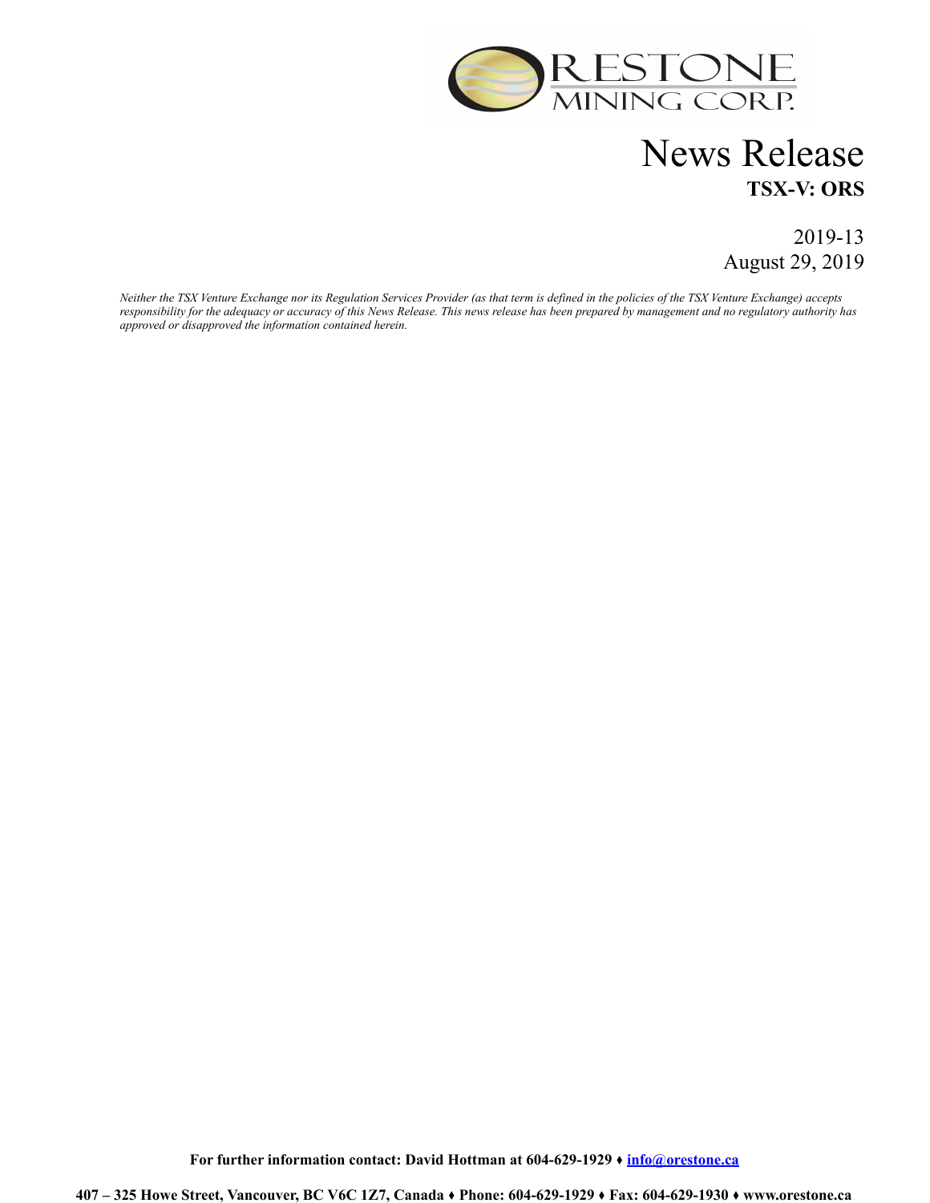# News Release

**TSX-V: ORS**

2019-13
August 29, 2019

*Neither the TSX Venture Exchange nor its Regulation Services Provider (as that term is defined in the policies of the TSX Venture Exchange) accepts responsibility for the adequacy or accuracy of this News Release. This news release has been prepared by management and no regulatory authority has approved or disapproved the information contained herein.*

**For further information contact: David Hottman at 604-629-1929 ♦ info@orestone.ca**

**407 – 325 Howe Street, Vancouver, BC V6C 1Z7, Canada ♦ Phone: 604-629-1929 ♦ Fax: 604-629-1930 ♦ www.orestone.ca**